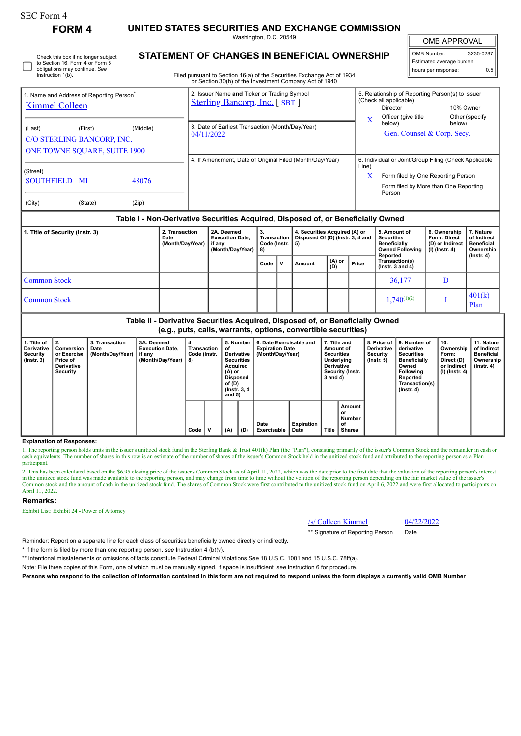SEC Form 4

**FORM 4**

# UNITED STATES SECURITIES AND EXCHANGE COMMISSION

Washington, D.C. 20549

## STATEMENT OF CHANGES IN BENEFICIAL OWNERSHIP

Filed pursuant to Section 16(a) of the Securities Exchange Act of 1934 or Section 30(h) of the Investment Company Act of 1940

| OMB APPROVAL | |
|---|---|
| OMB Number: | 3235-0287 |
| Estimated average burden | |
| hours per response: | 0.5 |

☐ Check this box if no longer subject to Section 16. Form 4 or Form 5 obligations may continue. *See* Instruction 1(b).

1. Name and Address of Reporting Person*

Kimmel Colleen

(Last) (First) (Middle)

C/O STERLING BANCORP, INC.
ONE TOWNE SQUARE, SUITE 1900

(Street)

SOUTHFIELD MI 48076

(City) (State) (Zip)

2. Issuer Name **and** Ticker or Trading Symbol

Sterling Bancorp, Inc. [ SBT ]

3. Date of Earliest Transaction (Month/Day/Year)

04/11/2022

4. If Amendment, Date of Original Filed (Month/Day/Year)

5. Relationship of Reporting Person(s) to Issuer (Check all applicable)

Director | 10% Owner
X Officer (give title below) | Other (specify below)

Gen. Counsel & Corp. Secy.

6. Individual or Joint/Group Filing (Check Applicable Line)

X Form filed by One Reporting Person

Form filed by More than One Reporting Person

### Table I - Non-Derivative Securities Acquired, Disposed of, or Beneficially Owned

| 1. Title of Security (Instr. 3) | 2. Transaction Date (Month/Day/Year) | 2A. Deemed Execution Date, if any (Month/Day/Year) | 3. Transaction Code (Instr. 8) | | 4. Securities Acquired (A) or Disposed Of (D) (Instr. 3, 4 and 5) | | | 5. Amount of Securities Beneficially Owned Following Reported Transaction(s) (Instr. 3 and 4) | 6. Ownership Form: Direct (D) or Indirect (I) (Instr. 4) | 7. Nature of Indirect Beneficial Ownership (Instr. 4) |
|---|---|---|---|---|---|---|---|---|---|---|
| | | | Code | V | Amount | (A) or (D) | Price | | | |
| Common Stock | | | | | | | | 36,177 | D | |
| Common Stock | | | | | | | | 1,740[(1)(2)] | I | 401(k) Plan |

### Table II - Derivative Securities Acquired, Disposed of, or Beneficially Owned (e.g., puts, calls, warrants, options, convertible securities)

| 1. Title of Derivative Security (Instr. 3) | 2. Conversion or Exercise Price of Derivative Security | 3. Transaction Date (Month/Day/Year) | 3A. Deemed Execution Date, if any (Month/Day/Year) | 4. Transaction Code (Instr. 8) | | 5. Number of Derivative Securities Acquired (A) or Disposed of (D) (Instr. 3, 4 and 5) | | 6. Date Exercisable and Expiration Date (Month/Day/Year) | | 7. Title and Amount of Securities Underlying Derivative Security (Instr. 3 and 4) | | 8. Price of Derivative Security (Instr. 5) | 9. Number of derivative Securities Beneficially Owned Following Reported Transaction(s) (Instr. 4) | 10. Ownership Form: Direct (D) or Indirect (I) (Instr. 4) | 11. Nature of Indirect Beneficial Ownership (Instr. 4) |
|---|---|---|---|---|---|---|---|---|---|---|---|---|---|---|---|
| | | | | Code | V | (A) | (D) | Date Exercisable | Expiration Date | Title | Amount or Number of Shares | | | | |

**Explanation of Responses:**

1. The reporting person holds units in the issuer's unitized stock fund in the Sterling Bank & Trust 401(k) Plan (the "Plan"), consisting primarily of the issuer's Common Stock and the remainder in cash or cash equivalents. The number of shares in this row is an estimate of the number of shares of the issuer's Common Stock held in the unitized stock fund and attributed to the reporting person as a Plan participant.

2. This has been calculated based on the $6.95 closing price of the issuer's Common Stock as of April 11, 2022, which was the date prior to the first date that the valuation of the reporting person's interest in the unitized stock fund was made available to the reporting person, and may change from time to time without the volition of the reporting person depending on the fair market value of the issuer's Common stock and the amount of cash in the unitized stock fund. The shares of Common Stock were first contributed to the unitized stock fund on April 6, 2022 and were first allocated to participants on April 11, 2022.

**Remarks:**

Exhibit List: Exhibit 24 - Power of Attorney

/s/ Colleen Kimmel 04/22/2022

** Signature of Reporting Person Date

Reminder: Report on a separate line for each class of securities beneficially owned directly or indirectly.

\* If the form is filed by more than one reporting person, *see* Instruction 4 (b)(v).

** Intentional misstatements or omissions of facts constitute Federal Criminal Violations *See* 18 U.S.C. 1001 and 15 U.S.C. 78ff(a).

Note: File three copies of this Form, one of which must be manually signed. If space is insufficient, *see* Instruction 6 for procedure.

**Persons who respond to the collection of information contained in this form are not required to respond unless the form displays a currently valid OMB Number.**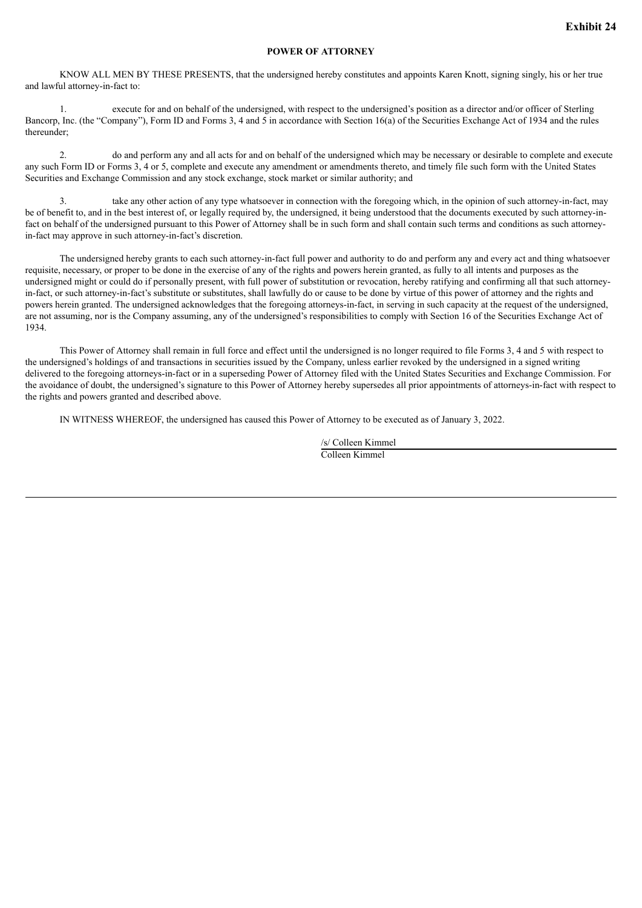**Exhibit 24**

**POWER OF ATTORNEY**

KNOW ALL MEN BY THESE PRESENTS, that the undersigned hereby constitutes and appoints Karen Knott, signing singly, his or her true and lawful attorney-in-fact to:

1. execute for and on behalf of the undersigned, with respect to the undersigned's position as a director and/or officer of Sterling Bancorp, Inc. (the "Company"), Form ID and Forms 3, 4 and 5 in accordance with Section 16(a) of the Securities Exchange Act of 1934 and the rules thereunder;

2. do and perform any and all acts for and on behalf of the undersigned which may be necessary or desirable to complete and execute any such Form ID or Forms 3, 4 or 5, complete and execute any amendment or amendments thereto, and timely file such form with the United States Securities and Exchange Commission and any stock exchange, stock market or similar authority; and

3. take any other action of any type whatsoever in connection with the foregoing which, in the opinion of such attorney-in-fact, may be of benefit to, and in the best interest of, or legally required by, the undersigned, it being understood that the documents executed by such attorney-in-fact on behalf of the undersigned pursuant to this Power of Attorney shall be in such form and shall contain such terms and conditions as such attorney-in-fact may approve in such attorney-in-fact's discretion.

The undersigned hereby grants to each such attorney-in-fact full power and authority to do and perform any and every act and thing whatsoever requisite, necessary, or proper to be done in the exercise of any of the rights and powers herein granted, as fully to all intents and purposes as the undersigned might or could do if personally present, with full power of substitution or revocation, hereby ratifying and confirming all that such attorney-in-fact, or such attorney-in-fact's substitute or substitutes, shall lawfully do or cause to be done by virtue of this power of attorney and the rights and powers herein granted. The undersigned acknowledges that the foregoing attorneys-in-fact, in serving in such capacity at the request of the undersigned, are not assuming, nor is the Company assuming, any of the undersigned's responsibilities to comply with Section 16 of the Securities Exchange Act of 1934.

This Power of Attorney shall remain in full force and effect until the undersigned is no longer required to file Forms 3, 4 and 5 with respect to the undersigned's holdings of and transactions in securities issued by the Company, unless earlier revoked by the undersigned in a signed writing delivered to the foregoing attorneys-in-fact or in a superseding Power of Attorney filed with the United States Securities and Exchange Commission. For the avoidance of doubt, the undersigned's signature to this Power of Attorney hereby supersedes all prior appointments of attorneys-in-fact with respect to the rights and powers granted and described above.

IN WITNESS WHEREOF, the undersigned has caused this Power of Attorney to be executed as of January 3, 2022.

/s/ Colleen Kimmel

Colleen Kimmel